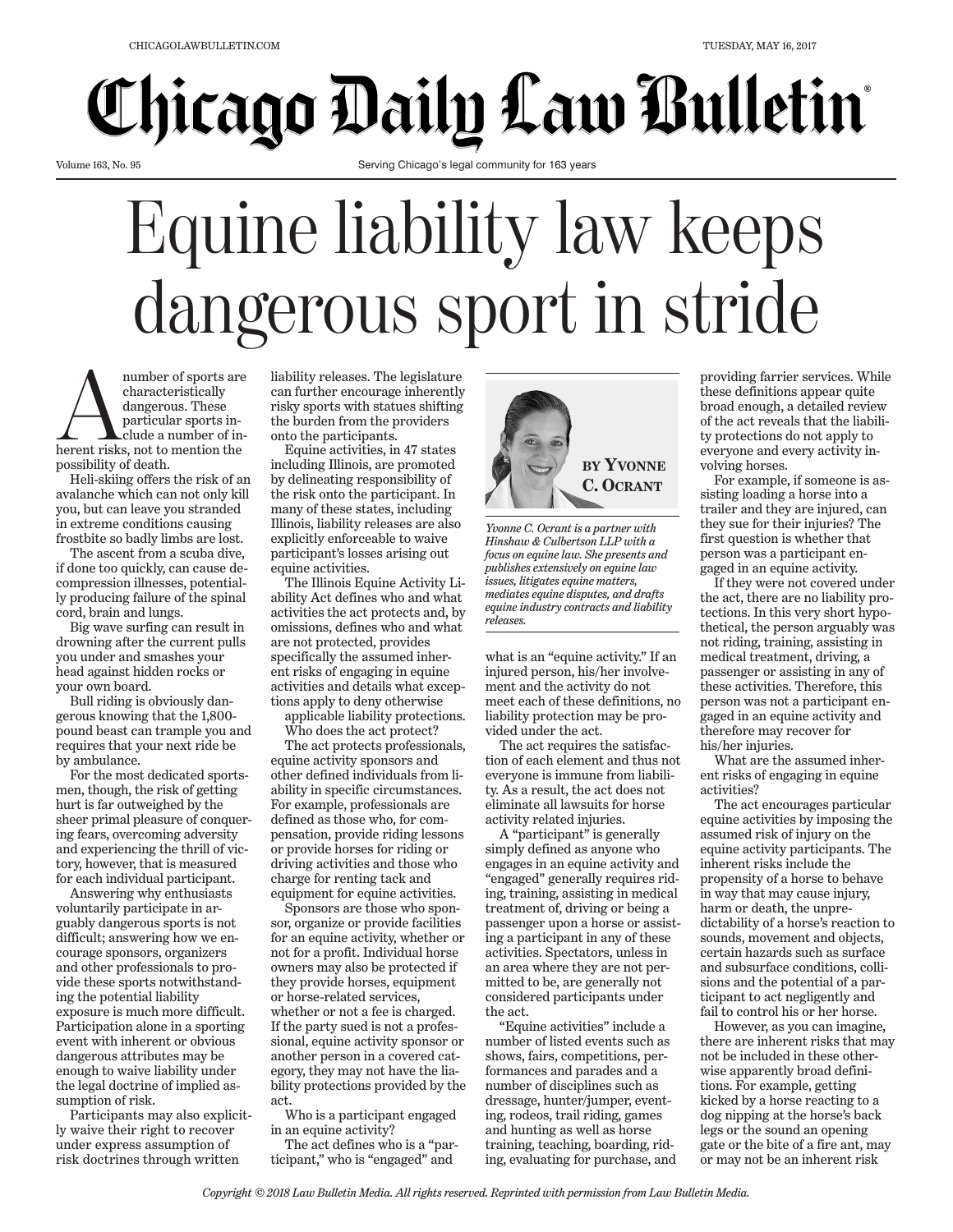# Equine liability law keeps dangerous sport in stride

**BY YVONNE C. OCRANT**

*Yvonne C. Ocrant is a partner with Hinshaw & Culbertson LLP with a focus on equine law. She presents and publishes extensively on equine law issues, litigates equine matters, mediates equine disputes, and drafts equine industry contracts and liability releases.*

A number of sports are characteristically dangerous. These particular sports include a number of inherent risks, not to mention the possibility of death.

Heli-skiing offers the risk of an avalanche which can not only kill you, but can leave you stranded in extreme conditions causing frostbite so badly limbs are lost.

The ascent from a scuba dive, if done too quickly, can cause decompression illnesses, potentially producing failure of the spinal cord, brain and lungs.

Big wave surfing can result in drowning after the current pulls you under and smashes your head against hidden rocks or your own board.

Bull riding is obviously dangerous knowing that the 1,800-pound beast can trample you and requires that your next ride be by ambulance.

For the most dedicated sportsmen, though, the risk of getting hurt is far outweighed by the sheer primal pleasure of conquering fears, overcoming adversity and experiencing the thrill of victory, however, that is measured for each individual participant.

Answering why enthusiasts voluntarily participate in arguably dangerous sports is not difficult; answering how we encourage sponsors, organizers and other professionals to provide these sports notwithstanding the potential liability exposure is much more difficult. Participation alone in a sporting event with inherent or obvious dangerous attributes may be enough to waive liability under the legal doctrine of implied assumption of risk.

Participants may also explicitly waive their right to recover under express assumption of risk doctrines through written liability releases. The legislature can further encourage inherently risky sports with statues shifting the burden from the providers onto the participants.

Equine activities, in 47 states including Illinois, are promoted by delineating responsibility of the risk onto the participant. In many of these states, including Illinois, liability releases are also explicitly enforceable to waive participant's losses arising out equine activities.

The Illinois Equine Activity Liability Act defines who and what activities the act protects and, by omissions, defines who and what are not protected, provides specifically the assumed inherent risks of engaging in equine activities and details what exceptions apply to deny otherwise applicable liability protections.

Who does the act protect?

The act protects professionals, equine activity sponsors and other defined individuals from liability in specific circumstances. For example, professionals are defined as those who, for compensation, provide riding lessons or provide horses for riding or driving activities and those who charge for renting tack and equipment for equine activities.

Sponsors are those who sponsor, organize or provide facilities for an equine activity, whether or not for a profit. Individual horse owners may also be protected if they provide horses, equipment or horse-related services, whether or not a fee is charged. If the party sued is not a professional, equine activity sponsor or another person in a covered category, they may not have the liability protections provided by the act.

Who is a participant engaged in an equine activity?

The act defines who is a "participant," who is "engaged" and what is an "equine activity." If an injured person, his/her involvement and the activity do not meet each of these definitions, no liability protection may be provided under the act.

The act requires the satisfaction of each element and thus not everyone is immune from liability. As a result, the act does not eliminate all lawsuits for horse activity related injuries.

A "participant" is generally simply defined as anyone who engages in an equine activity and "engaged" generally requires riding, training, assisting in medical treatment of, driving or being a passenger upon a horse or assisting a participant in any of these activities. Spectators, unless in an area where they are not permitted to be, are generally not considered participants under the act.

"Equine activities" include a number of listed events such as shows, fairs, competitions, performances and parades and a number of disciplines such as dressage, hunter/jumper, eventing, rodeos, trail riding, games and hunting as well as horse training, teaching, boarding, riding, evaluating for purchase, and providing farrier services. While these definitions appear quite broad enough, a detailed review of the act reveals that the liability protections do not apply to everyone and every activity involving horses.

For example, if someone is assisting loading a horse into a trailer and they are injured, can they sue for their injuries? The first question is whether that person was a participant engaged in an equine activity.

If they were not covered under the act, there are no liability protections. In this very short hypothetical, the person arguably was not riding, training, assisting in medical treatment, driving, a passenger or assisting in any of these activities. Therefore, this person was not a participant engaged in an equine activity and therefore may recover for his/her injuries.

What are the assumed inherent risks of engaging in equine activities?

The act encourages particular equine activities by imposing the assumed risk of injury on the equine activity participants. The inherent risks include the propensity of a horse to behave in way that may cause injury, harm or death, the unpredictability of a horse's reaction to sounds, movement and objects, certain hazards such as surface and subsurface conditions, collisions and the potential of a participant to act negligently and fail to control his or her horse.

However, as you can imagine, there are inherent risks that may not be included in these otherwise apparently broad definitions. For example, getting kicked by a horse reacting to a dog nipping at the horse's back legs or the sound an opening gate or the bite of a fire ant, may or may not be an inherent risk

*Copyright © 2018 Law Bulletin Media. All rights reserved. Reprinted with permission from Law Bulletin Media.*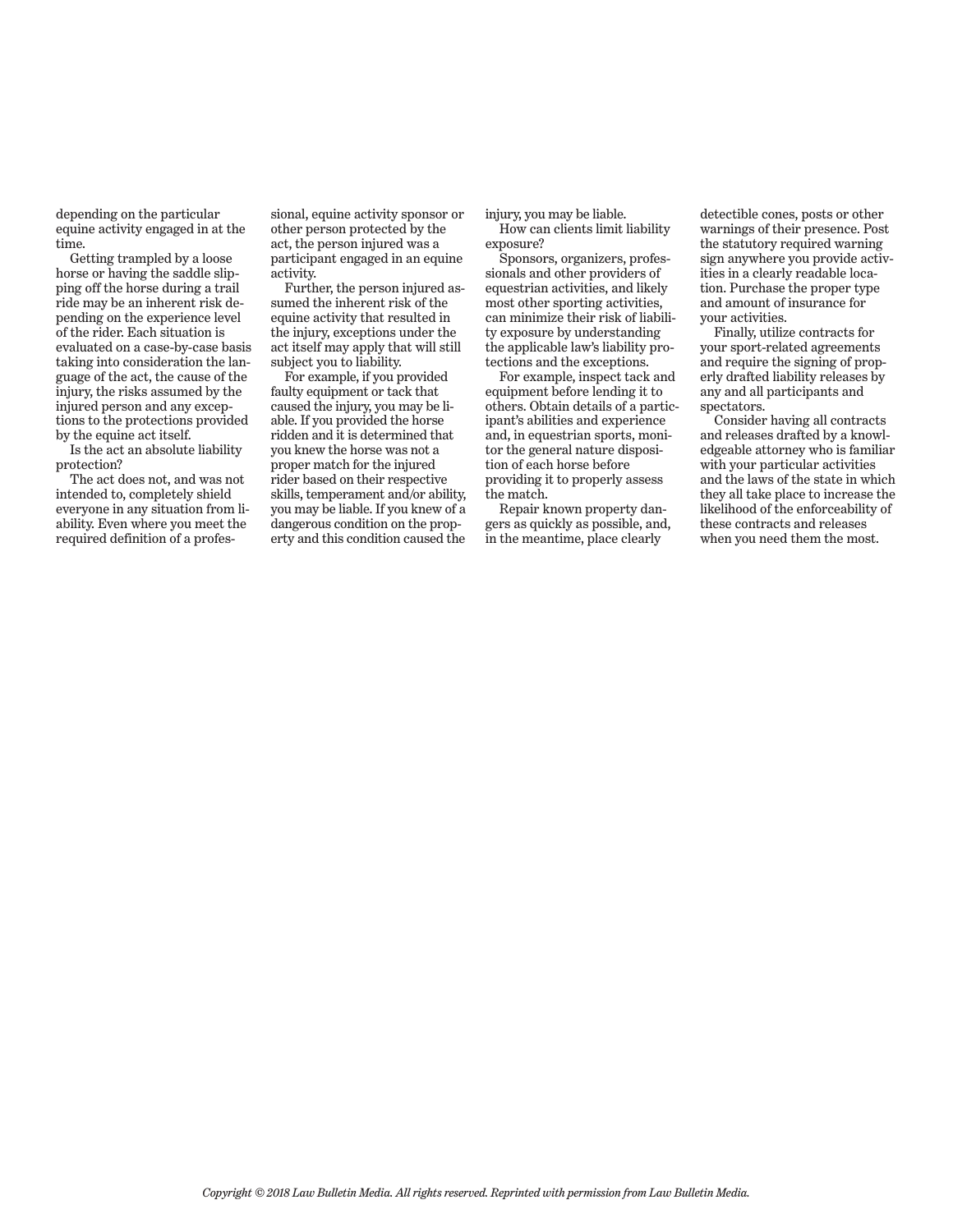depending on the particular equine activity engaged in at the time.

Getting trampled by a loose horse or having the saddle slipping off the horse during a trail ride may be an inherent risk depending on the experience level of the rider. Each situation is evaluated on a case-by-case basis taking into consideration the language of the act, the cause of the injury, the risks assumed by the injured person and any exceptions to the protections provided by the equine act itself.

Is the act an absolute liability protection?

The act does not, and was not intended to, completely shield everyone in any situation from liability. Even where you meet the required definition of a professional, equine activity sponsor or other person protected by the act, the person injured was a participant engaged in an equine activity.

Further, the person injured assumed the inherent risk of the equine activity that resulted in the injury, exceptions under the act itself may apply that will still subject you to liability.

For example, if you provided faulty equipment or tack that caused the injury, you may be liable. If you provided the horse ridden and it is determined that you knew the horse was not a proper match for the injured rider based on their respective skills, temperament and/or ability, you may be liable. If you knew of a dangerous condition on the property and this condition caused the injury, you may be liable.

How can clients limit liability exposure?

Sponsors, organizers, professionals and other providers of equestrian activities, and likely most other sporting activities, can minimize their risk of liability exposure by understanding the applicable law's liability protections and the exceptions.

For example, inspect tack and equipment before lending it to others. Obtain details of a participant's abilities and experience and, in equestrian sports, monitor the general nature disposition of each horse before providing it to properly assess the match.

Repair known property dangers as quickly as possible, and, in the meantime, place clearly detectible cones, posts or other warnings of their presence. Post the statutory required warning sign anywhere you provide activities in a clearly readable location. Purchase the proper type and amount of insurance for your activities.

Finally, utilize contracts for your sport-related agreements and require the signing of properly drafted liability releases by any and all participants and spectators.

Consider having all contracts and releases drafted by a knowledgeable attorney who is familiar with your particular activities and the laws of the state in which they all take place to increase the likelihood of the enforceability of these contracts and releases when you need them the most.

*Copyright © 2018 Law Bulletin Media. All rights reserved. Reprinted with permission from Law Bulletin Media.*